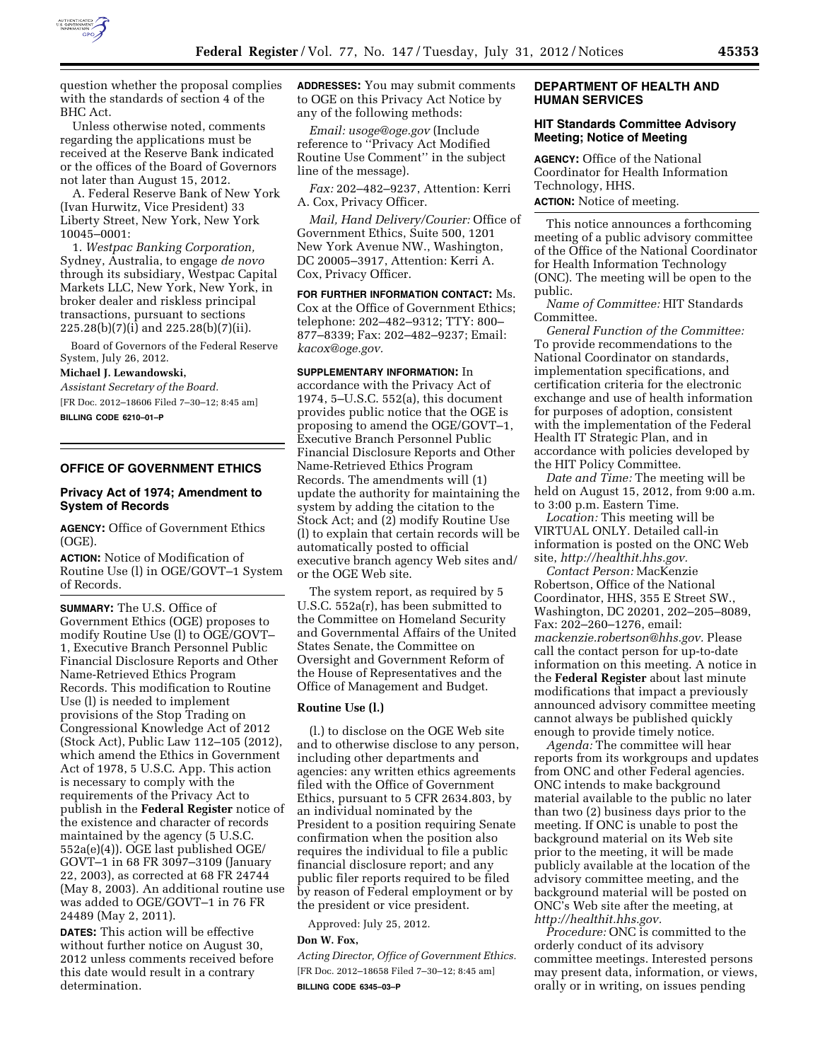question whether the proposal complies with the standards of section 4 of the BHC Act.

Unless otherwise noted, comments regarding the applications must be received at the Reserve Bank indicated or the offices of the Board of Governors not later than August 15, 2012.

A. Federal Reserve Bank of New York (Ivan Hurwitz, Vice President) 33 Liberty Street, New York, New York 10045–0001:

1. *Westpac Banking Corporation,* Sydney, Australia, to engage *de novo* through its subsidiary, Westpac Capital Markets LLC, New York, New York, in broker dealer and riskless principal transactions, pursuant to sections 225.28(b)(7)(i) and 225.28(b)(7)(ii).

Board of Governors of the Federal Reserve System, July 26, 2012.

**Michael J. Lewandowski,**

*Assistant Secretary of the Board.*

[FR Doc. 2012–18606 Filed 7–30–12; 8:45 am]

**BILLING CODE 6210–01–P**

---

## OFFICE OF GOVERNMENT ETHICS

### Privacy Act of 1974; Amendment to System of Records

**AGENCY:** Office of Government Ethics (OGE).

**ACTION:** Notice of Modification of Routine Use (l) in OGE/GOVT–1 System of Records.

**SUMMARY:** The U.S. Office of Government Ethics (OGE) proposes to modify Routine Use (l) to OGE/GOVT–1, Executive Branch Personnel Public Financial Disclosure Reports and Other Name-Retrieved Ethics Program Records. This modification to Routine Use (l) is needed to implement provisions of the Stop Trading on Congressional Knowledge Act of 2012 (Stock Act), Public Law 112–105 (2012), which amend the Ethics in Government Act of 1978, 5 U.S.C. App. This action is necessary to comply with the requirements of the Privacy Act to publish in the **Federal Register** notice of the existence and character of records maintained by the agency (5 U.S.C. 552a(e)(4)). OGE last published OGE/GOVT–1 in 68 FR 3097–3109 (January 22, 2003), as corrected at 68 FR 24744 (May 8, 2003). An additional routine use was added to OGE/GOVT–1 in 76 FR 24489 (May 2, 2011).

**DATES:** This action will be effective without further notice on August 30, 2012 unless comments received before this date would result in a contrary determination.

**ADDRESSES:** You may submit comments to OGE on this Privacy Act Notice by any of the following methods:

*Email: usoge@oge.gov* (Include reference to ''Privacy Act Modified Routine Use Comment'' in the subject line of the message).

*Fax:* 202–482–9237, Attention: Kerri A. Cox, Privacy Officer.

*Mail, Hand Delivery/Courier:* Office of Government Ethics, Suite 500, 1201 New York Avenue NW., Washington, DC 20005–3917, Attention: Kerri A. Cox, Privacy Officer.

**FOR FURTHER INFORMATION CONTACT:** Ms. Cox at the Office of Government Ethics; telephone: 202–482–9312; TTY: 800–877–8339; Fax: 202–482–9237; Email: *kacox@oge.gov.*

**SUPPLEMENTARY INFORMATION:** In accordance with the Privacy Act of 1974, 5–U.S.C. 552(a), this document provides public notice that the OGE is proposing to amend the OGE/GOVT–1, Executive Branch Personnel Public Financial Disclosure Reports and Other Name-Retrieved Ethics Program Records. The amendments will (1) update the authority for maintaining the system by adding the citation to the Stock Act; and (2) modify Routine Use (l) to explain that certain records will be automatically posted to official executive branch agency Web sites and/or the OGE Web site.

The system report, as required by 5 U.S.C. 552a(r), has been submitted to the Committee on Homeland Security and Governmental Affairs of the United States Senate, the Committee on Oversight and Government Reform of the House of Representatives and the Office of Management and Budget.

#### Routine Use (l.)

(l.) to disclose on the OGE Web site and to otherwise disclose to any person, including other departments and agencies: any written ethics agreements filed with the Office of Government Ethics, pursuant to 5 CFR 2634.803, by an individual nominated by the President to a position requiring Senate confirmation when the position also requires the individual to file a public financial disclosure report; and any public filer reports required to be filed by reason of Federal employment or by the president or vice president.

Approved: July 25, 2012.

**Don W. Fox,**

*Acting Director, Office of Government Ethics.*

[FR Doc. 2012–18658 Filed 7–30–12; 8:45 am]

**BILLING CODE 6345–03–P**

---

## DEPARTMENT OF HEALTH AND HUMAN SERVICES

### HIT Standards Committee Advisory Meeting; Notice of Meeting

**AGENCY:** Office of the National Coordinator for Health Information Technology, HHS.

**ACTION:** Notice of meeting.

This notice announces a forthcoming meeting of a public advisory committee of the Office of the National Coordinator for Health Information Technology (ONC). The meeting will be open to the public.

*Name of Committee:* HIT Standards Committee.

*General Function of the Committee:* To provide recommendations to the National Coordinator on standards, implementation specifications, and certification criteria for the electronic exchange and use of health information for purposes of adoption, consistent with the implementation of the Federal Health IT Strategic Plan, and in accordance with policies developed by the HIT Policy Committee.

*Date and Time:* The meeting will be held on August 15, 2012, from 9:00 a.m. to 3:00 p.m. Eastern Time.

*Location:* This meeting will be VIRTUAL ONLY. Detailed call-in information is posted on the ONC Web site, *http://healthit.hhs.gov.*

*Contact Person:* MacKenzie Robertson, Office of the National Coordinator, HHS, 355 E Street SW., Washington, DC 20201, 202–205–8089, Fax: 202–260–1276, email: *mackenzie.robertson@hhs.gov.* Please call the contact person for up-to-date information on this meeting. A notice in the **Federal Register** about last minute modifications that impact a previously announced advisory committee meeting cannot always be published quickly enough to provide timely notice.

*Agenda:* The committee will hear reports from its workgroups and updates from ONC and other Federal agencies. ONC intends to make background material available to the public no later than two (2) business days prior to the meeting. If ONC is unable to post the background material on its Web site prior to the meeting, it will be made publicly available at the location of the advisory committee meeting, and the background material will be posted on ONC's Web site after the meeting, at *http://healthit.hhs.gov.*

*Procedure:* ONC is committed to the orderly conduct of its advisory committee meetings. Interested persons may present data, information, or views, orally or in writing, on issues pending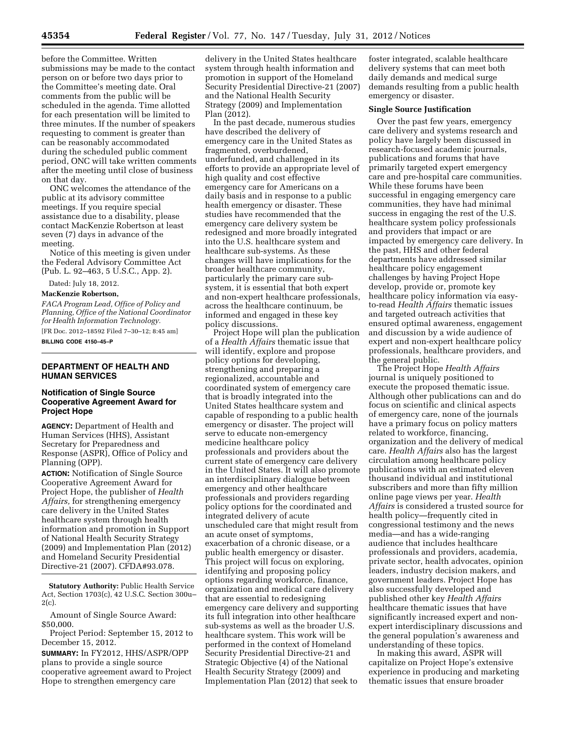before the Committee. Written submissions may be made to the contact person on or before two days prior to the Committee's meeting date. Oral comments from the public will be scheduled in the agenda. Time allotted for each presentation will be limited to three minutes. If the number of speakers requesting to comment is greater than can be reasonably accommodated during the scheduled public comment period, ONC will take written comments after the meeting until close of business on that day.

ONC welcomes the attendance of the public at its advisory committee meetings. If you require special assistance due to a disability, please contact MacKenzie Robertson at least seven (7) days in advance of the meeting.

Notice of this meeting is given under the Federal Advisory Committee Act (Pub. L. 92–463, 5 U.S.C., App. 2).

Dated: July 18, 2012.

**MacKenzie Robertson,**

*FACA Program Lead, Office of Policy and Planning, Office of the National Coordinator for Health Information Technology.*

[FR Doc. 2012–18592 Filed 7–30–12; 8:45 am]

**BILLING CODE 4150–45–P**

## DEPARTMENT OF HEALTH AND HUMAN SERVICES

### Notification of Single Source Cooperative Agreement Award for Project Hope

**AGENCY:** Department of Health and Human Services (HHS), Assistant Secretary for Preparedness and Response (ASPR), Office of Policy and Planning (OPP).

**ACTION:** Notification of Single Source Cooperative Agreement Award for Project Hope, the publisher of *Health Affairs,* for strengthening emergency care delivery in the United States healthcare system through health information and promotion in Support of National Health Security Strategy (2009) and Implementation Plan (2012) and Homeland Security Presidential Directive-21 (2007). CFDA#93.078.

**Statutory Authority:** Public Health Service Act, Section 1703(c), 42 U.S.C. Section 300u–2(c).

Amount of Single Source Award: $50,000.

Project Period: September 15, 2012 to December 15, 2012.

**SUMMARY:** In FY2012, HHS/ASPR/OPP plans to provide a single source cooperative agreement award to Project Hope to strengthen emergency care delivery in the United States healthcare system through health information and promotion in support of the Homeland Security Presidential Directive-21 (2007) and the National Health Security Strategy (2009) and Implementation Plan (2012).

In the past decade, numerous studies have described the delivery of emergency care in the United States as fragmented, overburdened, underfunded, and challenged in its efforts to provide an appropriate level of high quality and cost effective emergency care for Americans on a daily basis and in response to a public health emergency or disaster. These studies have recommended that the emergency care delivery system be redesigned and more broadly integrated into the U.S. healthcare system and healthcare sub-systems. As these changes will have implications for the broader healthcare community, particularly the primary care sub-system, it is essential that both expert and non-expert healthcare professionals, across the healthcare continuum, be informed and engaged in these key policy discussions.

Project Hope will plan the publication of a *Health Affairs* thematic issue that will identify, explore and propose policy options for developing, strengthening and preparing a regionalized, accountable and coordinated system of emergency care that is broadly integrated into the United States healthcare system and capable of responding to a public health emergency or disaster. The project will serve to educate non-emergency medicine healthcare policy professionals and providers about the current state of emergency care delivery in the United States. It will also promote an interdisciplinary dialogue between emergency and other healthcare professionals and providers regarding policy options for the coordinated and integrated delivery of acute unscheduled care that might result from an acute onset of symptoms, exacerbation of a chronic disease, or a public health emergency or disaster. This project will focus on exploring, identifying and proposing policy options regarding workforce, finance, organization and medical care delivery that are essential to redesigning emergency care delivery and supporting its full integration into other healthcare sub-systems as well as the broader U.S. healthcare system. This work will be performed in the context of Homeland Security Presidential Directive-21 and Strategic Objective (4) of the National Health Security Strategy (2009) and Implementation Plan (2012) that seek to foster integrated, scalable healthcare delivery systems that can meet both daily demands and medical surge demands resulting from a public health emergency or disaster.

**Single Source Justification**

Over the past few years, emergency care delivery and systems research and policy have largely been discussed in research-focused academic journals, publications and forums that have primarily targeted expert emergency care and pre-hospital care communities. While these forums have been successful in engaging emergency care communities, they have had minimal success in engaging the rest of the U.S. healthcare system policy professionals and providers that impact or are impacted by emergency care delivery. In the past, HHS and other federal departments have addressed similar healthcare policy engagement challenges by having Project Hope develop, provide or, promote key healthcare policy information via easy-to-read *Health Affairs* thematic issues and targeted outreach activities that ensured optimal awareness, engagement and discussion by a wide audience of expert and non-expert healthcare policy professionals, healthcare providers, and the general public.

The Project Hope *Health Affairs* journal is uniquely positioned to execute the proposed thematic issue. Although other publications can and do focus on scientific and clinical aspects of emergency care, none of the journals have a primary focus on policy matters related to workforce, financing, organization and the delivery of medical care. *Health Affairs* also has the largest circulation among healthcare policy publications with an estimated eleven thousand individual and institutional subscribers and more than fifty million online page views per year. *Health Affairs* is considered a trusted source for health policy—frequently cited in congressional testimony and the news media—and has a wide-ranging audience that includes healthcare professionals and providers, academia, private sector, health advocates, opinion leaders, industry decision makers, and government leaders. Project Hope has also successfully developed and published other key *Health Affairs* healthcare thematic issues that have significantly increased expert and non-expert interdisciplinary discussions and the general population's awareness and understanding of these topics.

In making this award, ASPR will capitalize on Project Hope's extensive experience in producing and marketing thematic issues that ensure broader